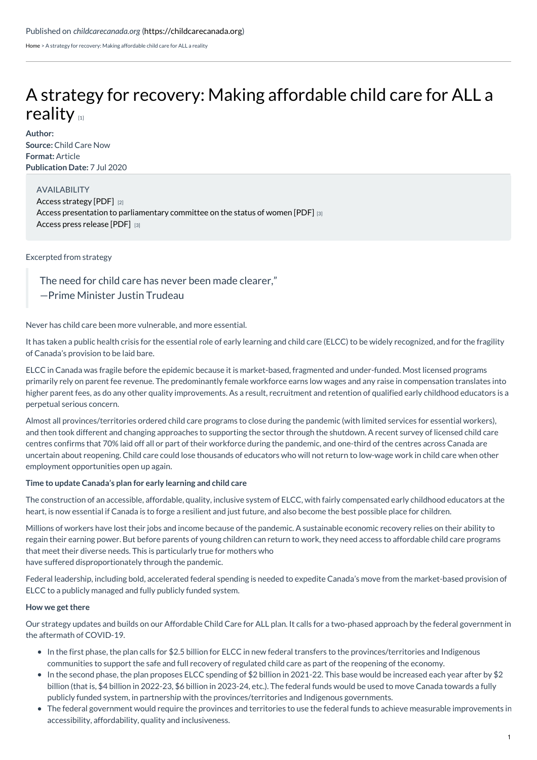Published on *childcarecanada.org* (https://childcarecanada.org)

Home > A strategy for recovery: Making affordable child care for ALL a reality

# A strategy for recovery: Making affordable child care for ALL a reality [1]

**Author:**
**Source:** Child Care Now
**Format:** Article
**Publication Date:** 7 Jul 2020

AVAILABILITY
Access strategy [PDF] [2]
Access presentation to parliamentary committee on the status of women [PDF] [3]
Access press release [PDF] [3]

Excerpted from strategy

> The need for child care has never been made clearer,"
> —Prime Minister Justin Trudeau

Never has child care been more vulnerable, and more essential.

It has taken a public health crisis for the essential role of early learning and child care (ELCC) to be widely recognized, and for the fragility of Canada's provision to be laid bare.

ELCC in Canada was fragile before the epidemic because it is market-based, fragmented and under-funded. Most licensed programs primarily rely on parent fee revenue. The predominantly female workforce earns low wages and any raise in compensation translates into higher parent fees, as do any other quality improvements. As a result, recruitment and retention of qualified early childhood educators is a perpetual serious concern.

Almost all provinces/territories ordered child care programs to close during the pandemic (with limited services for essential workers), and then took different and changing approaches to supporting the sector through the shutdown. A recent survey of licensed child care centres confirms that 70% laid off all or part of their workforce during the pandemic, and one-third of the centres across Canada are uncertain about reopening. Child care could lose thousands of educators who will not return to low-wage work in child care when other employment opportunities open up again.

**Time to update Canada's plan for early learning and child care**

The construction of an accessible, affordable, quality, inclusive system of ELCC, with fairly compensated early childhood educators at the heart, is now essential if Canada is to forge a resilient and just future, and also become the best possible place for children.

Millions of workers have lost their jobs and income because of the pandemic. A sustainable economic recovery relies on their ability to regain their earning power. But before parents of young children can return to work, they need access to affordable child care programs that meet their diverse needs. This is particularly true for mothers who have suffered disproportionately through the pandemic.

Federal leadership, including bold, accelerated federal spending is needed to expedite Canada's move from the market-based provision of ELCC to a publicly managed and fully publicly funded system.

**How we get there**

Our strategy updates and builds on our Affordable Child Care for ALL plan. It calls for a two-phased approach by the federal government in the aftermath of COVID-19.

- In the first phase, the plan calls for $2.5 billion for ELCC in new federal transfers to the provinces/territories and Indigenous communities to support the safe and full recovery of regulated child care as part of the reopening of the economy.
- In the second phase, the plan proposes ELCC spending of $2 billion in 2021-22. This base would be increased each year after by $2 billion (that is, $4 billion in 2022-23, $6 billion in 2023-24, etc.). The federal funds would be used to move Canada towards a fully publicly funded system, in partnership with the provinces/territories and Indigenous governments.
- The federal government would require the provinces and territories to use the federal funds to achieve measurable improvements in accessibility, affordability, quality and inclusiveness.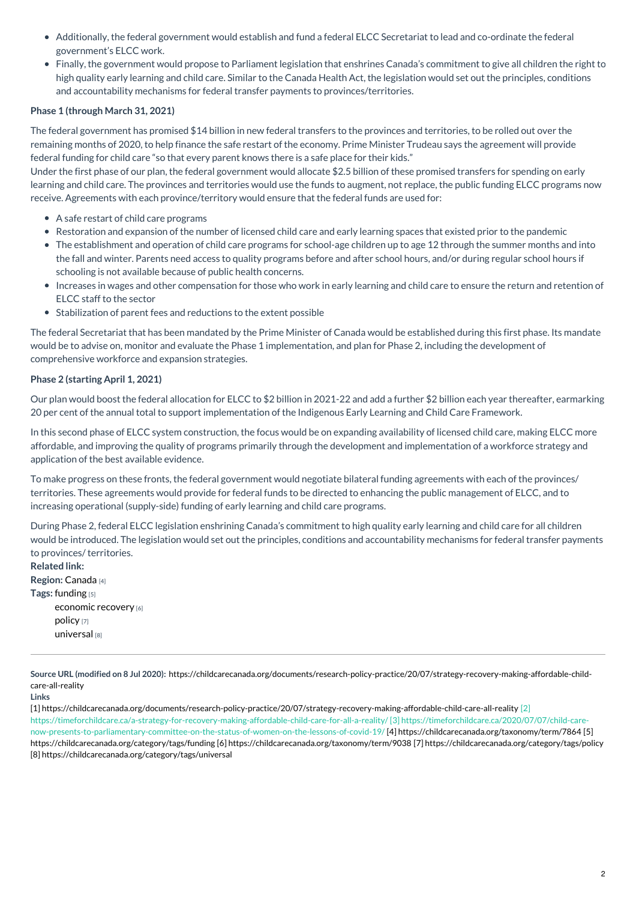- Additionally, the federal government would establish and fund a federal ELCC Secretariat to lead and co-ordinate the federal government's ELCC work.
- Finally, the government would propose to Parliament legislation that enshrines Canada's commitment to give all children the right to high quality early learning and child care. Similar to the Canada Health Act, the legislation would set out the principles, conditions and accountability mechanisms for federal transfer payments to provinces/territories.

**Phase 1 (through March 31, 2021)**

The federal government has promised $14 billion in new federal transfers to the provinces and territories, to be rolled out over the remaining months of 2020, to help finance the safe restart of the economy. Prime Minister Trudeau says the agreement will provide federal funding for child care "so that every parent knows there is a safe place for their kids."

Under the first phase of our plan, the federal government would allocate $2.5 billion of these promised transfers for spending on early learning and child care. The provinces and territories would use the funds to augment, not replace, the public funding ELCC programs now receive. Agreements with each province/territory would ensure that the federal funds are used for:

- A safe restart of child care programs
- Restoration and expansion of the number of licensed child care and early learning spaces that existed prior to the pandemic
- The establishment and operation of child care programs for school-age children up to age 12 through the summer months and into the fall and winter. Parents need access to quality programs before and after school hours, and/or during regular school hours if schooling is not available because of public health concerns.
- Increases in wages and other compensation for those who work in early learning and child care to ensure the return and retention of ELCC staff to the sector
- Stabilization of parent fees and reductions to the extent possible

The federal Secretariat that has been mandated by the Prime Minister of Canada would be established during this first phase. Its mandate would be to advise on, monitor and evaluate the Phase 1 implementation, and plan for Phase 2, including the development of comprehensive workforce and expansion strategies.

**Phase 2 (starting April 1, 2021)**

Our plan would boost the federal allocation for ELCC to $2 billion in 2021-22 and add a further $2 billion each year thereafter, earmarking 20 per cent of the annual total to support implementation of the Indigenous Early Learning and Child Care Framework.

In this second phase of ELCC system construction, the focus would be on expanding availability of licensed child care, making ELCC more affordable, and improving the quality of programs primarily through the development and implementation of a workforce strategy and application of the best available evidence.

To make progress on these fronts, the federal government would negotiate bilateral funding agreements with each of the provinces/ territories. These agreements would provide for federal funds to be directed to enhancing the public management of ELCC, and to increasing operational (supply-side) funding of early learning and child care programs.

During Phase 2, federal ELCC legislation enshrining Canada's commitment to high quality early learning and child care for all children would be introduced. The legislation would set out the principles, conditions and accountability mechanisms for federal transfer payments to provinces/ territories.

**Related link:**
**Region:** Canada [4]
**Tags:** funding [5]
economic recovery [6]
policy [7]
universal [8]

---

**Source URL (modified on 8 Jul 2020):** https://childcarecanada.org/documents/research-policy-practice/20/07/strategy-recovery-making-affordable-child-care-all-reality

**Links**
[1] https://childcarecanada.org/documents/research-policy-practice/20/07/strategy-recovery-making-affordable-child-care-all-reality [2] https://timeforchildcare.ca/a-strategy-for-recovery-making-affordable-child-care-for-all-a-reality/ [3] https://timeforchildcare.ca/2020/07/07/child-care-now-presents-to-parliamentary-committee-on-the-status-of-women-on-the-lessons-of-covid-19/ [4] https://childcarecanada.org/taxonomy/term/7864 [5] https://childcarecanada.org/category/tags/funding [6] https://childcarecanada.org/taxonomy/term/9038 [7] https://childcarecanada.org/category/tags/policy [8] https://childcarecanada.org/category/tags/universal